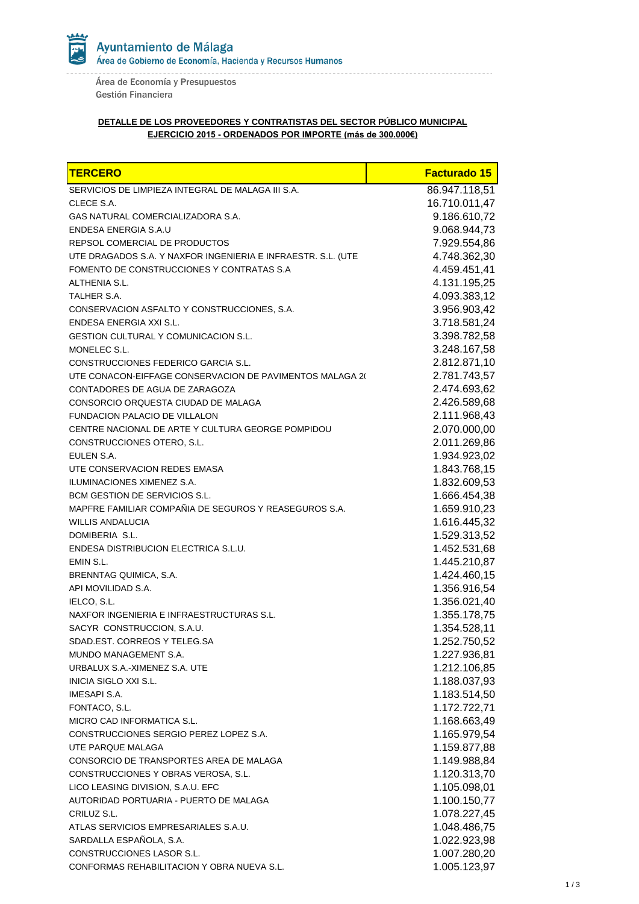Ayuntamiento de Málaga

Área de Gobierno de Economía, Hacienda y Recursos Humanos

Área de Economía y Presupuestos

Gestión Financiera

**DETALLE DE LOS PROVEEDORES Y CONTRATISTAS DEL SECTOR PÚBLICO MUNICIPAL**
**EJERCICIO 2015 - ORDENADOS POR IMPORTE (más de 300.000€)**

| TERCERO | Facturado 15 |
|---|---|
| SERVICIOS DE LIMPIEZA INTEGRAL DE MALAGA III S.A. | 86.947.118,51 |
| CLECE S.A. | 16.710.011,47 |
| GAS NATURAL COMERCIALIZADORA S.A. | 9.186.610,72 |
| ENDESA ENERGIA S.A.U | 9.068.944,73 |
| REPSOL COMERCIAL DE PRODUCTOS | 7.929.554,86 |
| UTE DRAGADOS S.A. Y NAXFOR INGENIERIA E INFRAESTR. S.L. (UTE | 4.748.362,30 |
| FOMENTO DE CONSTRUCCIONES Y CONTRATAS S.A | 4.459.451,41 |
| ALTHENIA S.L. | 4.131.195,25 |
| TALHER S.A. | 4.093.383,12 |
| CONSERVACION ASFALTO Y CONSTRUCCIONES, S.A. | 3.956.903,42 |
| ENDESA ENERGIA XXI S.L. | 3.718.581,24 |
| GESTION CULTURAL Y COMUNICACION S.L. | 3.398.782,58 |
| MONELEC S.L. | 3.248.167,58 |
| CONSTRUCCIONES FEDERICO GARCIA S.L. | 2.812.871,10 |
| UTE CONACON-EIFFAGE CONSERVACION DE PAVIMENTOS MALAGA 2( | 2.781.743,57 |
| CONTADORES DE AGUA DE ZARAGOZA | 2.474.693,62 |
| CONSORCIO ORQUESTA CIUDAD DE MALAGA | 2.426.589,68 |
| FUNDACION PALACIO DE VILLALON | 2.111.968,43 |
| CENTRE NACIONAL DE ARTE Y CULTURA GEORGE POMPIDOU | 2.070.000,00 |
| CONSTRUCCIONES OTERO, S.L. | 2.011.269,86 |
| EULEN S.A. | 1.934.923,02 |
| UTE CONSERVACION REDES EMASA | 1.843.768,15 |
| ILUMINACIONES XIMENEZ S.A. | 1.832.609,53 |
| BCM GESTION DE SERVICIOS S.L. | 1.666.454,38 |
| MAPFRE FAMILIAR COMPAÑIA DE SEGUROS Y REASEGUROS S.A. | 1.659.910,23 |
| WILLIS ANDALUCIA | 1.616.445,32 |
| DOMIBERIA S.L. | 1.529.313,52 |
| ENDESA DISTRIBUCION ELECTRICA S.L.U. | 1.452.531,68 |
| EMIN S.L. | 1.445.210,87 |
| BRENNTAG QUIMICA, S.A. | 1.424.460,15 |
| API MOVILIDAD S.A. | 1.356.916,54 |
| IELCO, S.L. | 1.356.021,40 |
| NAXFOR INGENIERIA E INFRAESTRUCTURAS S.L. | 1.355.178,75 |
| SACYR CONSTRUCCION, S.A.U. | 1.354.528,11 |
| SDAD.EST. CORREOS Y TELEG.SA | 1.252.750,52 |
| MUNDO MANAGEMENT S.A. | 1.227.936,81 |
| URBALUX S.A.-XIMENEZ S.A. UTE | 1.212.106,85 |
| INICIA SIGLO XXI S.L. | 1.188.037,93 |
| IMESAPI S.A. | 1.183.514,50 |
| FONTACO, S.L. | 1.172.722,71 |
| MICRO CAD INFORMATICA S.L. | 1.168.663,49 |
| CONSTRUCCIONES SERGIO PEREZ LOPEZ S.A. | 1.165.979,54 |
| UTE PARQUE MALAGA | 1.159.877,88 |
| CONSORCIO DE TRANSPORTES AREA DE MALAGA | 1.149.988,84 |
| CONSTRUCCIONES Y OBRAS VEROSA, S.L. | 1.120.313,70 |
| LICO LEASING DIVISION, S.A.U. EFC | 1.105.098,01 |
| AUTORIDAD PORTUARIA - PUERTO DE MALAGA | 1.100.150,77 |
| CRILUZ S.L. | 1.078.227,45 |
| ATLAS SERVICIOS EMPRESARIALES S.A.U. | 1.048.486,75 |
| SARDALLA ESPAÑOLA, S.A. | 1.022.923,98 |
| CONSTRUCCIONES LASOR S.L. | 1.007.280,20 |
| CONFORMAS REHABILITACION Y OBRA NUEVA S.L. | 1.005.123,97 |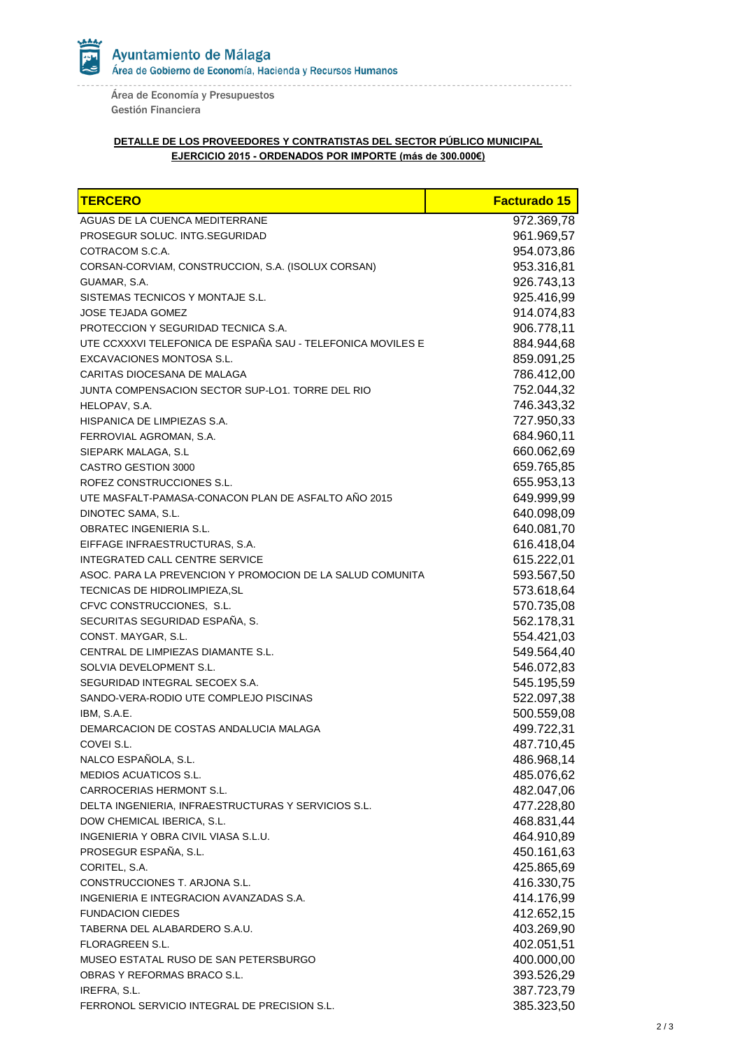Ayuntamiento de Málaga
Área de Gobierno de Economía, Hacienda y Recursos Humanos

Área de Economía y Presupuestos
Gestión Financiera

**DETALLE DE LOS PROVEEDORES Y CONTRATISTAS DEL SECTOR PÚBLICO MUNICIPAL**
**EJERCICIO 2015 - ORDENADOS POR IMPORTE (más de 300.000€)**

| TERCERO | Facturado 15 |
|---|---|
| AGUAS DE LA CUENCA MEDITERRANE | 972.369,78 |
| PROSEGUR SOLUC. INTG.SEGURIDAD | 961.969,57 |
| COTRACOM S.C.A. | 954.073,86 |
| CORSAN-CORVIAM, CONSTRUCCION, S.A. (ISOLUX CORSAN) | 953.316,81 |
| GUAMAR, S.A. | 926.743,13 |
| SISTEMAS TECNICOS Y MONTAJE S.L. | 925.416,99 |
| JOSE TEJADA GOMEZ | 914.074,83 |
| PROTECCION Y SEGURIDAD TECNICA S.A. | 906.778,11 |
| UTE CCXXXVI TELEFONICA DE ESPAÑA SAU - TELEFONICA MOVILES E | 884.944,68 |
| EXCAVACIONES MONTOSA S.L. | 859.091,25 |
| CARITAS DIOCESANA DE MALAGA | 786.412,00 |
| JUNTA COMPENSACION SECTOR SUP-LO1. TORRE DEL RIO | 752.044,32 |
| HELOPAV, S.A. | 746.343,32 |
| HISPANICA DE LIMPIEZAS S.A. | 727.950,33 |
| FERROVIAL AGROMAN, S.A. | 684.960,11 |
| SIEPARK MALAGA, S.L | 660.062,69 |
| CASTRO GESTION 3000 | 659.765,85 |
| ROFEZ CONSTRUCCIONES S.L. | 655.953,13 |
| UTE MASFALT-PAMASA-CONACON PLAN DE ASFALTO AÑO 2015 | 649.999,99 |
| DINOTEC SAMA, S.L. | 640.098,09 |
| OBRATEC INGENIERIA S.L. | 640.081,70 |
| EIFFAGE INFRAESTRUCTURAS, S.A. | 616.418,04 |
| INTEGRATED CALL CENTRE SERVICE | 615.222,01 |
| ASOC. PARA LA PREVENCION Y PROMOCION DE LA SALUD COMUNITA | 593.567,50 |
| TECNICAS DE HIDROLIMPIEZA,SL | 573.618,64 |
| CFVC CONSTRUCCIONES, S.L. | 570.735,08 |
| SECURITAS SEGURIDAD ESPAÑA, S. | 562.178,31 |
| CONST. MAYGAR, S.L. | 554.421,03 |
| CENTRAL DE LIMPIEZAS DIAMANTE S.L. | 549.564,40 |
| SOLVIA DEVELOPMENT S.L. | 546.072,83 |
| SEGURIDAD INTEGRAL SECOEX S.A. | 545.195,59 |
| SANDO-VERA-RODIO UTE COMPLEJO PISCINAS | 522.097,38 |
| IBM, S.A.E. | 500.559,08 |
| DEMARCACION DE COSTAS ANDALUCIA MALAGA | 499.722,31 |
| COVEI S.L. | 487.710,45 |
| NALCO ESPAÑOLA, S.L. | 486.968,14 |
| MEDIOS ACUATICOS S.L. | 485.076,62 |
| CARROCERIAS HERMONT S.L. | 482.047,06 |
| DELTA INGENIERIA, INFRAESTRUCTURAS Y SERVICIOS S.L. | 477.228,80 |
| DOW CHEMICAL IBERICA, S.L. | 468.831,44 |
| INGENIERIA Y OBRA CIVIL VIASA S.L.U. | 464.910,89 |
| PROSEGUR ESPAÑA, S.L. | 450.161,63 |
| CORITEL, S.A. | 425.865,69 |
| CONSTRUCCIONES T. ARJONA S.L. | 416.330,75 |
| INGENIERIA E INTEGRACION AVANZADAS S.A. | 414.176,99 |
| FUNDACION CIEDES | 412.652,15 |
| TABERNA DEL ALABARDERO S.A.U. | 403.269,90 |
| FLORAGREEN S.L. | 402.051,51 |
| MUSEO ESTATAL RUSO DE SAN PETERSBURGO | 400.000,00 |
| OBRAS Y REFORMAS BRACO S.L. | 393.526,29 |
| IREFRA, S.L. | 387.723,79 |
| FERRONOL SERVICIO INTEGRAL DE PRECISION S.L. | 385.323,50 |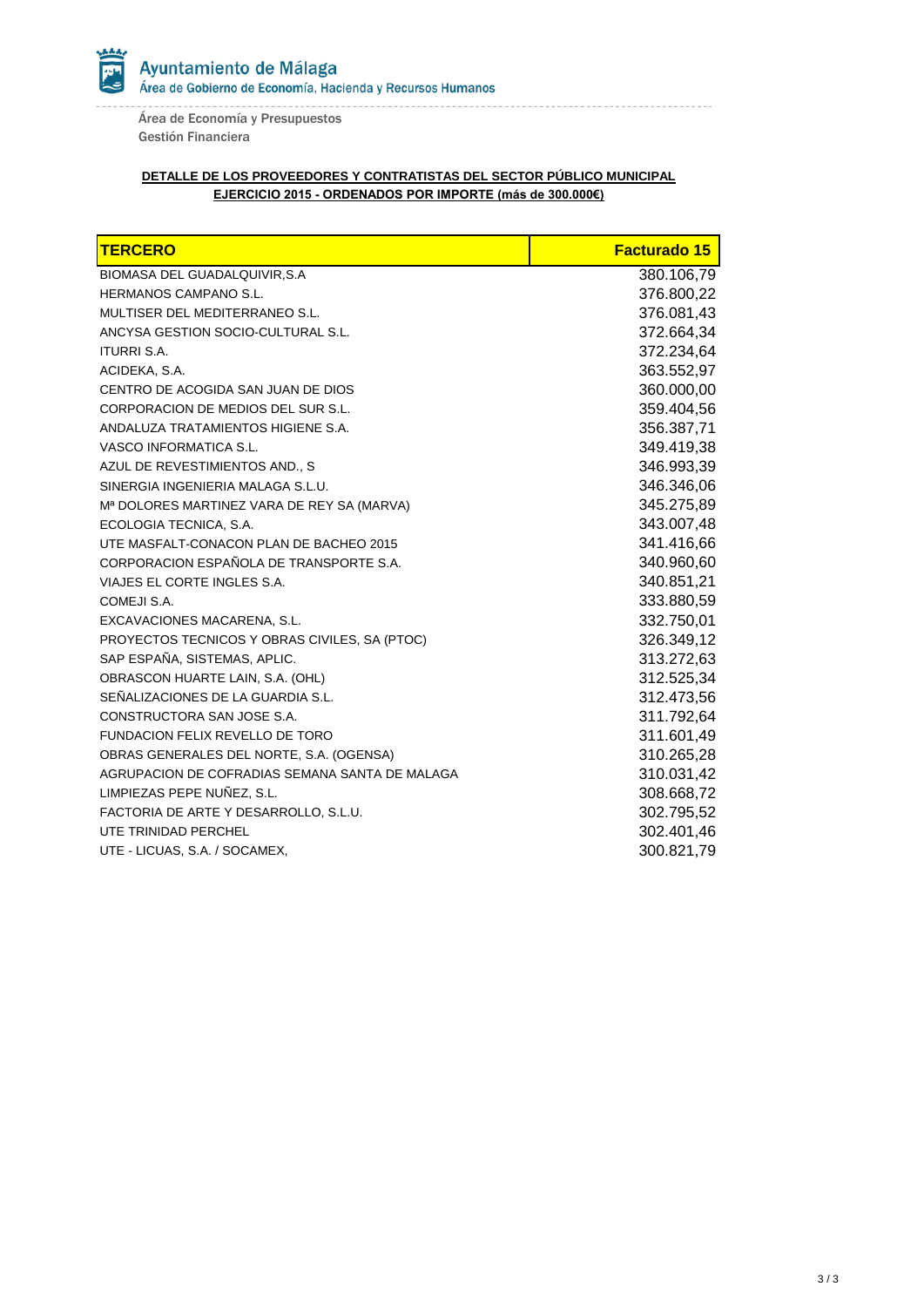Ayuntamiento de Málaga
Área de Gobierno de Economía, Hacienda y Recursos Humanos

Área de Economía y Presupuestos
Gestión Financiera

**DETALLE DE LOS PROVEEDORES Y CONTRATISTAS DEL SECTOR PÚBLICO MUNICIPAL**
**EJERCICIO 2015 - ORDENADOS POR IMPORTE (más de 300.000€)**

| TERCERO | Facturado 15 |
|---|---|
| BIOMASA DEL GUADALQUIVIR,S.A | 380.106,79 |
| HERMANOS CAMPANO S.L. | 376.800,22 |
| MULTISER DEL MEDITERRANEO S.L. | 376.081,43 |
| ANCYSA GESTION SOCIO-CULTURAL S.L. | 372.664,34 |
| ITURRI S.A. | 372.234,64 |
| ACIDEKA, S.A. | 363.552,97 |
| CENTRO DE ACOGIDA SAN JUAN DE DIOS | 360.000,00 |
| CORPORACION DE MEDIOS DEL SUR S.L. | 359.404,56 |
| ANDALUZA TRATAMIENTOS HIGIENE S.A. | 356.387,71 |
| VASCO INFORMATICA S.L. | 349.419,38 |
| AZUL DE REVESTIMIENTOS AND., S | 346.993,39 |
| SINERGIA INGENIERIA MALAGA S.L.U. | 346.346,06 |
| Mª DOLORES MARTINEZ VARA DE REY SA (MARVA) | 345.275,89 |
| ECOLOGIA TECNICA, S.A. | 343.007,48 |
| UTE MASFALT-CONACON PLAN DE BACHEO 2015 | 341.416,66 |
| CORPORACION ESPAÑOLA DE TRANSPORTE S.A. | 340.960,60 |
| VIAJES EL CORTE INGLES S.A. | 340.851,21 |
| COMEJI S.A. | 333.880,59 |
| EXCAVACIONES MACARENA, S.L. | 332.750,01 |
| PROYECTOS TECNICOS Y OBRAS CIVILES, SA (PTOC) | 326.349,12 |
| SAP ESPAÑA, SISTEMAS, APLIC. | 313.272,63 |
| OBRASCON HUARTE LAIN, S.A. (OHL) | 312.525,34 |
| SEÑALIZACIONES DE LA GUARDIA S.L. | 312.473,56 |
| CONSTRUCTORA SAN JOSE S.A. | 311.792,64 |
| FUNDACION FELIX REVELLO DE TORO | 311.601,49 |
| OBRAS GENERALES DEL NORTE, S.A. (OGENSA) | 310.265,28 |
| AGRUPACION DE COFRADIAS SEMANA SANTA DE MALAGA | 310.031,42 |
| LIMPIEZAS PEPE NUÑEZ, S.L. | 308.668,72 |
| FACTORIA DE ARTE Y DESARROLLO, S.L.U. | 302.795,52 |
| UTE TRINIDAD PERCHEL | 302.401,46 |
| UTE - LICUAS, S.A. / SOCAMEX, | 300.821,79 |